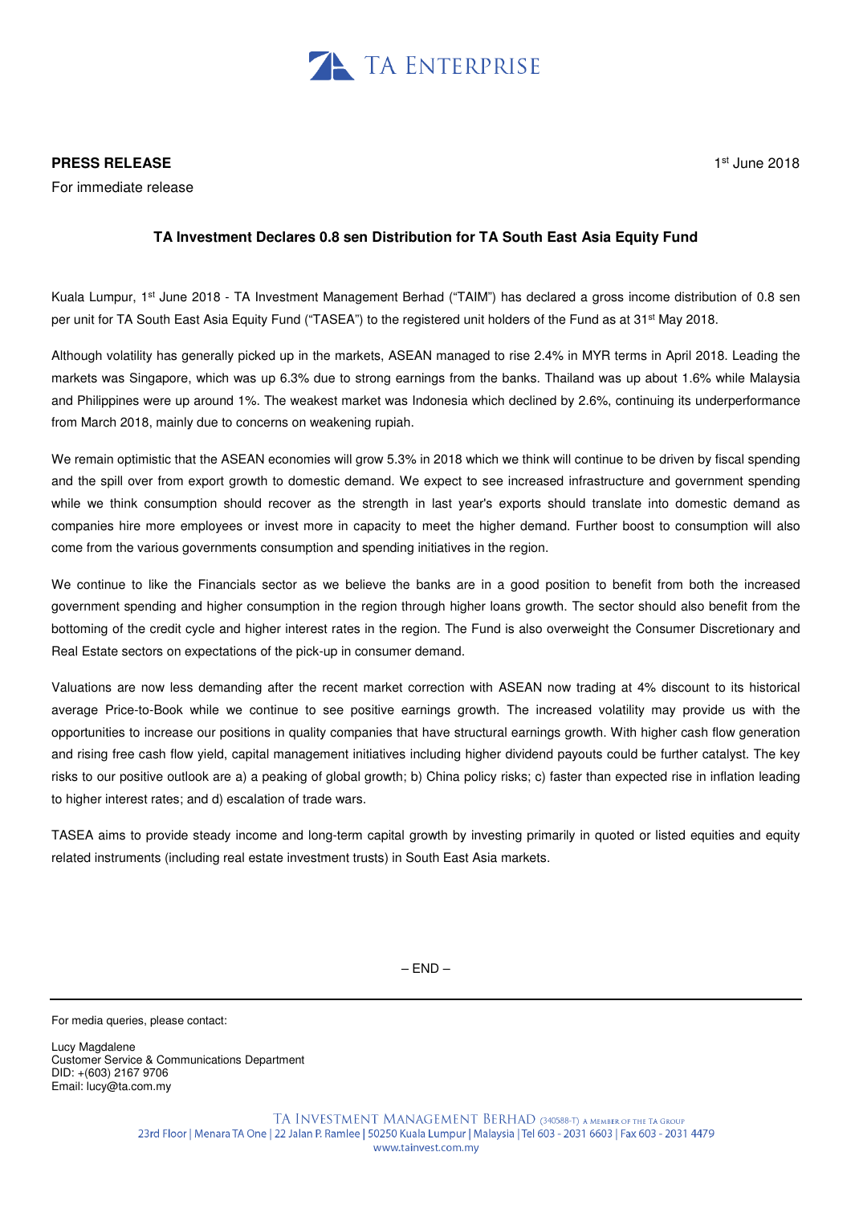TA ENTERPRISE

**PRESS RELEASE**

For immediate release

1st June 2018

### TA Investment Declares 0.8 sen Distribution for TA South East Asia Equity Fund

Kuala Lumpur, 1st June 2018 - TA Investment Management Berhad ("TAIM") has declared a gross income distribution of 0.8 sen per unit for TA South East Asia Equity Fund ("TASEA") to the registered unit holders of the Fund as at 31st May 2018.

Although volatility has generally picked up in the markets, ASEAN managed to rise 2.4% in MYR terms in April 2018. Leading the markets was Singapore, which was up 6.3% due to strong earnings from the banks. Thailand was up about 1.6% while Malaysia and Philippines were up around 1%. The weakest market was Indonesia which declined by 2.6%, continuing its underperformance from March 2018, mainly due to concerns on weakening rupiah.

We remain optimistic that the ASEAN economies will grow 5.3% in 2018 which we think will continue to be driven by fiscal spending and the spill over from export growth to domestic demand. We expect to see increased infrastructure and government spending while we think consumption should recover as the strength in last year's exports should translate into domestic demand as companies hire more employees or invest more in capacity to meet the higher demand. Further boost to consumption will also come from the various governments consumption and spending initiatives in the region.

We continue to like the Financials sector as we believe the banks are in a good position to benefit from both the increased government spending and higher consumption in the region through higher loans growth. The sector should also benefit from the bottoming of the credit cycle and higher interest rates in the region. The Fund is also overweight the Consumer Discretionary and Real Estate sectors on expectations of the pick-up in consumer demand.

Valuations are now less demanding after the recent market correction with ASEAN now trading at 4% discount to its historical average Price-to-Book while we continue to see positive earnings growth. The increased volatility may provide us with the opportunities to increase our positions in quality companies that have structural earnings growth. With higher cash flow generation and rising free cash flow yield, capital management initiatives including higher dividend payouts could be further catalyst. The key risks to our positive outlook are a) a peaking of global growth; b) China policy risks; c) faster than expected rise in inflation leading to higher interest rates; and d) escalation of trade wars.

TASEA aims to provide steady income and long-term capital growth by investing primarily in quoted or listed equities and equity related instruments (including real estate investment trusts) in South East Asia markets.

– END –

---

For media queries, please contact:

Lucy Magdalene
Customer Service & Communications Department
DID: +(603) 2167 9706
Email: lucy@ta.com.my

TA INVESTMENT MANAGEMENT BERHAD (340588-T) A MEMBER OF THE TA GROUP
23rd Floor | Menara TA One | 22 Jalan P. Ramlee | 50250 Kuala Lumpur | Malaysia | Tel 603 - 2031 6603 | Fax 603 - 2031 4479
www.tainvest.com.my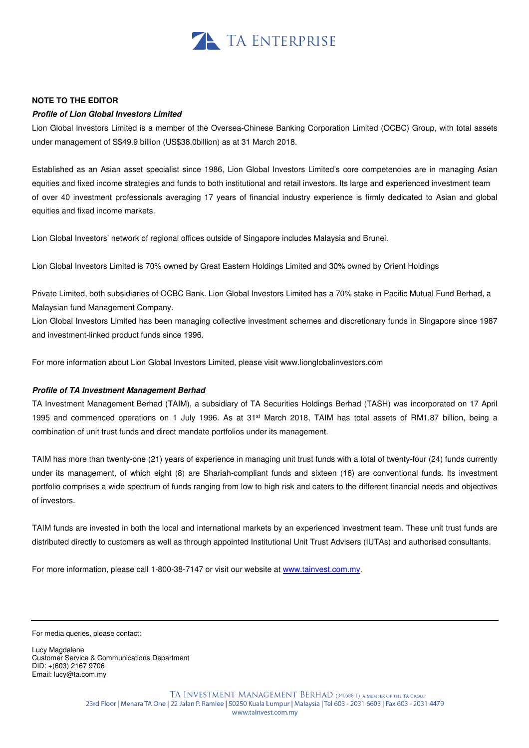**NOTE TO THE EDITOR**

***Profile of Lion Global Investors Limited***

Lion Global Investors Limited is a member of the Oversea-Chinese Banking Corporation Limited (OCBC) Group, with total assets under management of S$49.9 billion (US$38.0billion) as at 31 March 2018.

Established as an Asian asset specialist since 1986, Lion Global Investors Limited's core competencies are in managing Asian equities and fixed income strategies and funds to both institutional and retail investors. Its large and experienced investment team of over 40 investment professionals averaging 17 years of financial industry experience is firmly dedicated to Asian and global equities and fixed income markets.

Lion Global Investors' network of regional offices outside of Singapore includes Malaysia and Brunei.

Lion Global Investors Limited is 70% owned by Great Eastern Holdings Limited and 30% owned by Orient Holdings

Private Limited, both subsidiaries of OCBC Bank. Lion Global Investors Limited has a 70% stake in Pacific Mutual Fund Berhad, a Malaysian fund Management Company.

Lion Global Investors Limited has been managing collective investment schemes and discretionary funds in Singapore since 1987 and investment-linked product funds since 1996.

For more information about Lion Global Investors Limited, please visit www.lionglobalinvestors.com

***Profile of TA Investment Management Berhad***

TA Investment Management Berhad (TAIM), a subsidiary of TA Securities Holdings Berhad (TASH) was incorporated on 17 April 1995 and commenced operations on 1 July 1996. As at 31st March 2018, TAIM has total assets of RM1.87 billion, being a combination of unit trust funds and direct mandate portfolios under its management.

TAIM has more than twenty-one (21) years of experience in managing unit trust funds with a total of twenty-four (24) funds currently under its management, of which eight (8) are Shariah-compliant funds and sixteen (16) are conventional funds. Its investment portfolio comprises a wide spectrum of funds ranging from low to high risk and caters to the different financial needs and objectives of investors.

TAIM funds are invested in both the local and international markets by an experienced investment team. These unit trust funds are distributed directly to customers as well as through appointed Institutional Unit Trust Advisers (IUTAs) and authorised consultants.

For more information, please call 1-800-38-7147 or visit our website at www.tainvest.com.my.

---

For media queries, please contact:

Lucy Magdalene
Customer Service & Communications Department
DID: +(603) 2167 9706
Email: lucy@ta.com.my